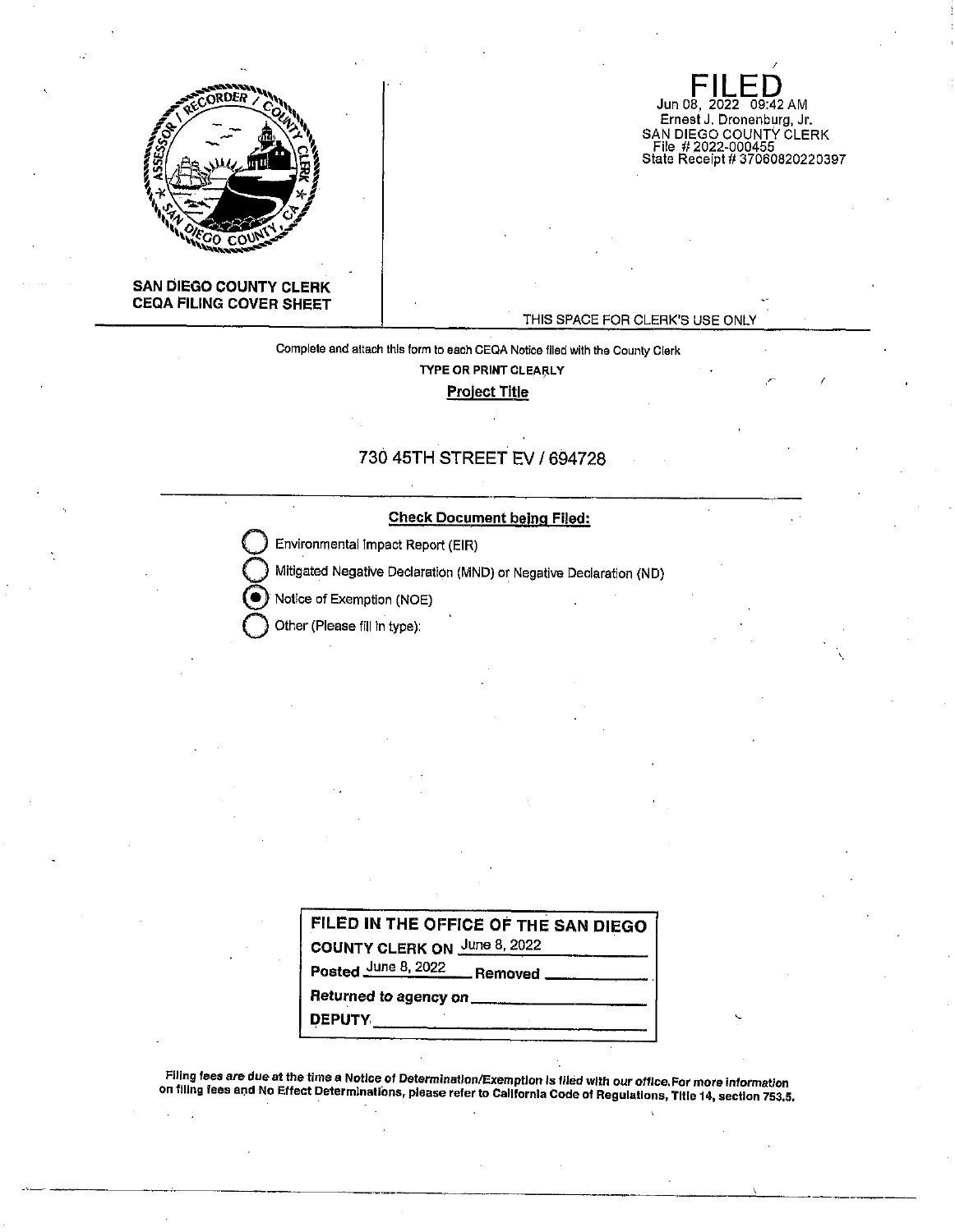**SAN DIEGO COUNTY CLERK**
**CEQA FILING COVER SHEET**

**FILED**
Jun 08, 2022 09:42 AM
Ernest J. Dronenburg, Jr.
SAN DIEGO COUNTY CLERK
File # 2022-000455
State Receipt # 37060820220397

THIS SPACE FOR CLERK'S USE ONLY

Complete and attach this form to each CEQA Notice filed with the County Clerk

**TYPE OR PRINT CLEARLY**

**Project Title**

730 45TH STREET EV / 694728

**Check Document being Filed:**

- ○ Environmental Impact Report (EIR)
- ○ Mitigated Negative Declaration (MND) or Negative Declaration (ND)
- ◉ Notice of Exemption (NOE)
- ○ Other (Please fill in type):

**FILED IN THE OFFICE OF THE SAN DIEGO COUNTY CLERK ON** June 8, 2022

**Posted** June 8, 2022 **Removed** ______

**Returned to agency on** ______

**DEPUTY** ______

**Filing fees are due at the time a Notice of Determination/Exemption is filed with our office. For more information on filing fees and No Effect Determinations, please refer to California Code of Regulations, Title 14, section 753.5.**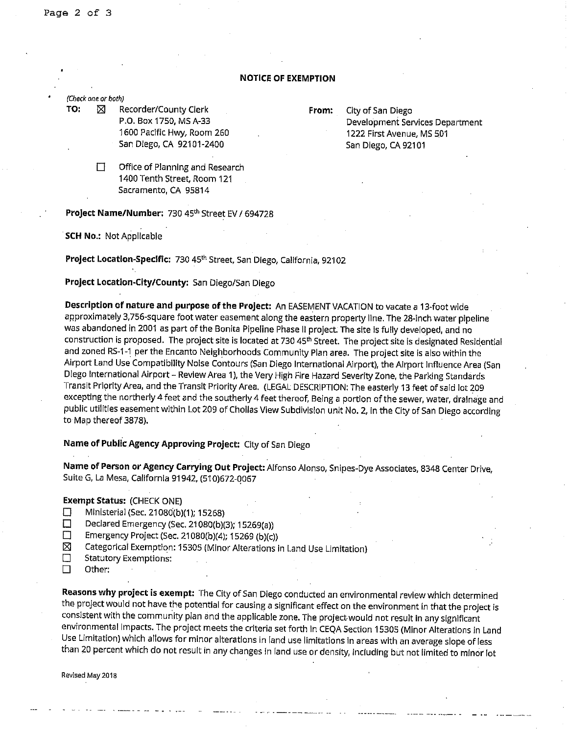**NOTICE OF EXEMPTION**

*(Check one or both)*

**TO:** ☒ Recorder/County Clerk
P.O. Box 1750, MS A-33
1600 Pacific Hwy, Room 260
San Diego, CA 92101-2400

☐ Office of Planning and Research
1400 Tenth Street, Room 121
Sacramento, CA 95814

**From:** City of San Diego
Development Services Department
1222 First Avenue, MS 501
San Diego, CA 92101

**Project Name/Number:** 730 45th Street EV / 694728

**SCH No.:** Not Applicable

**Project Location-Specific:** 730 45th Street, San Diego, California, 92102

**Project Location-City/County:** San Diego/San Diego

**Description of nature and purpose of the Project:** An EASEMENT VACATION to vacate a 13-foot wide approximately 3,756-square foot water easement along the eastern property line. The 28-inch water pipeline was abandoned in 2001 as part of the Bonita Pipeline Phase II project. The site is fully developed, and no construction is proposed. The project site is located at 730 45th Street. The project site is designated Residential and zoned RS-1-1 per the Encanto Neighborhoods Community Plan area. The project site is also within the Airport Land Use Compatibility Noise Contours (San Diego International Airport), the Airport Influence Area (San Diego International Airport – Review Area 1), the Very High Fire Hazard Severity Zone, the Parking Standards Transit Priority Area, and the Transit Priority Area. (LEGAL DESCRIPTION: The easterly 13 feet of said lot 209 excepting the northerly 4 feet and the southerly 4 feet thereof, Being a portion of the sewer, water, drainage and public utilities easement within Lot 209 of Chollas View Subdivision unit No. 2, in the City of San Diego according to Map thereof 3878).

**Name of Public Agency Approving Project:** City of San Diego

**Name of Person or Agency Carrying Out Project:** Alfonso Alonso, Snipes-Dye Associates, 8348 Center Drive, Suite G, La Mesa, California 91942, (510)672-0067

**Exempt Status:** (CHECK ONE)

- ☐ Ministerial (Sec. 21080(b)(1); 15268)
- ☐ Declared Emergency (Sec. 21080(b)(3); 15269(a))
- ☐ Emergency Project (Sec. 21080(b)(4); 15269 (b)(c))
- ☒ Categorical Exemption: 15305 (Minor Alterations in Land Use Limitation)
- ☐ Statutory Exemptions:
- ☐ Other:

**Reasons why project is exempt:** The City of San Diego conducted an environmental review which determined the project would not have the potential for causing a significant effect on the environment in that the project is consistent with the community plan and the applicable zone. The project would not result in any significant environmental impacts. The project meets the criteria set forth in CEQA Section 15305 (Minor Alterations in Land Use Limitation) which allows for minor alterations in land use limitations in areas with an average slope of less than 20 percent which do not result in any changes in land use or density, including but not limited to minor lot

Revised May 2018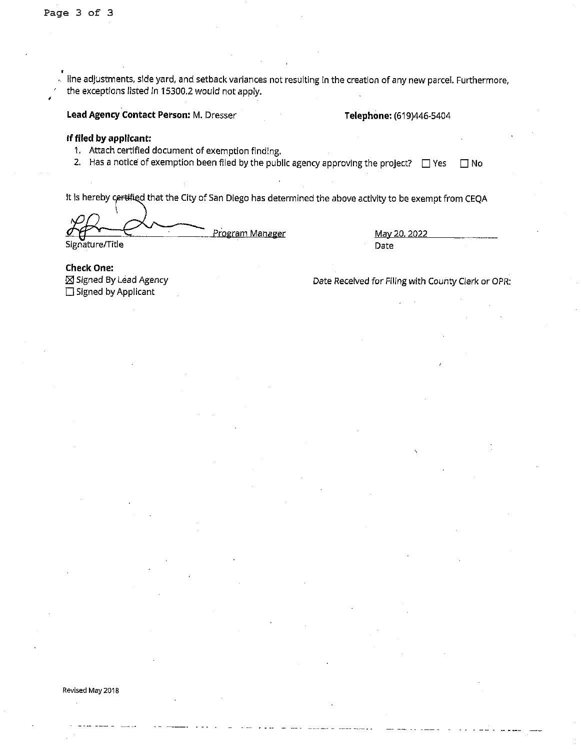line adjustments, side yard, and setback variances not resulting in the creation of any new parcel. Furthermore, the exceptions listed in 15300.2 would not apply.

**Lead Agency Contact Person:** M. Dresser **Telephone:** (619)446-5404

**If filed by applicant:**

1. Attach certified document of exemption finding.
2. Has a notice of exemption been filed by the public agency approving the project? ☐ Yes ☐ No

It is hereby certified that the City of San Diego has determined the above activity to be exempt from CEQA

Program Manager May 20, 2022

Signature/Title Date

**Check One:**

☒ Signed By Lead Agency

☐ Signed by Applicant

*Date Received for Filing with County Clerk or OPR:*

Revised May 2018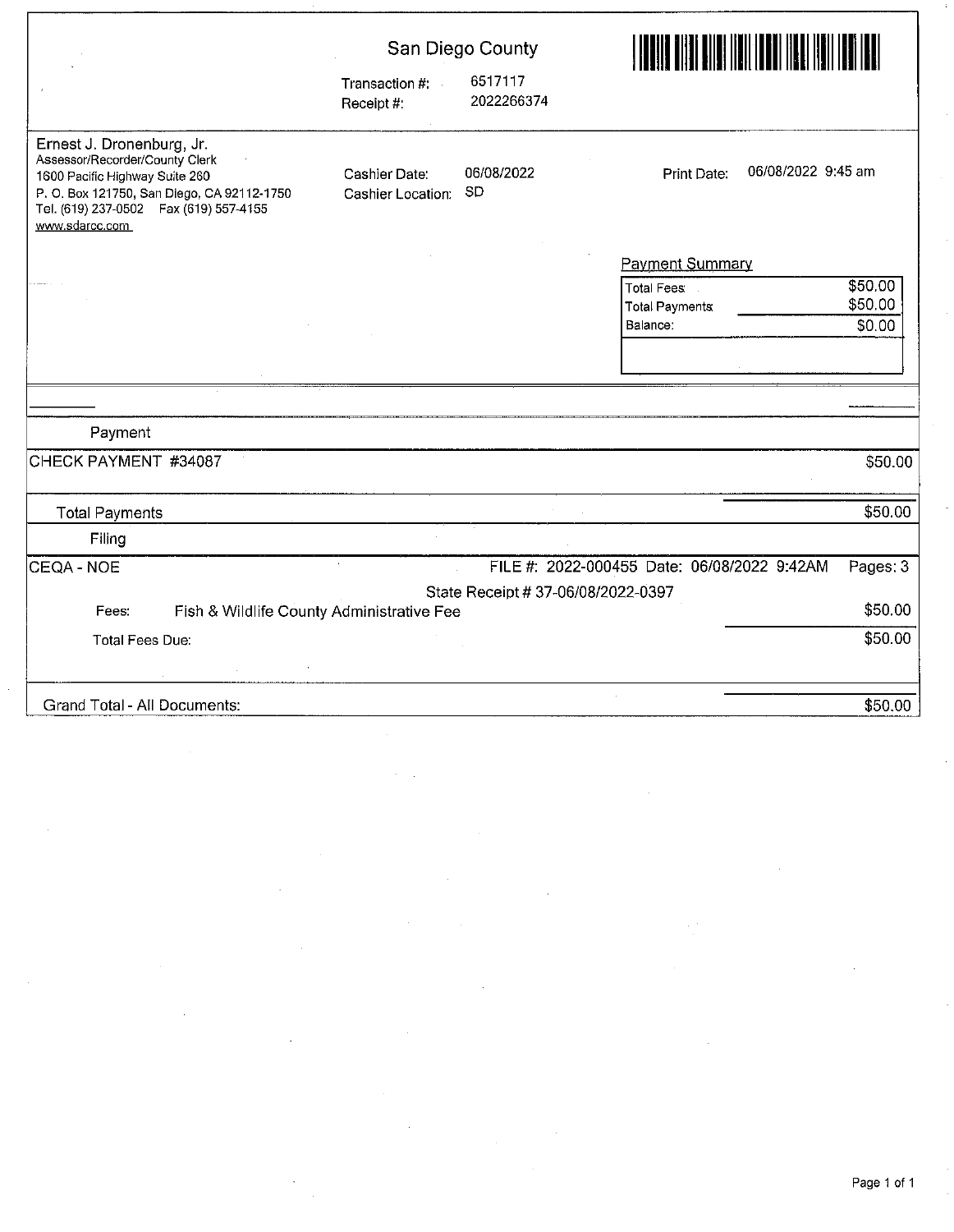# San Diego County

Transaction #: 6517117
Receipt #: 2022266374

Ernest J. Dronenburg, Jr.
Assessor/Recorder/County Clerk
1600 Pacific Highway Suite 260
P. O. Box 121750, San Diego, CA 92112-1750
Tel. (619) 237-0502 Fax (619) 557-4155
www.sdarcc.com

Cashier Date: 06/08/2022
Cashier Location: SD

Print Date: 06/08/2022 9:45 am

**Payment Summary**

| | |
|---|---|
| Total Fees | $50.00 |
| Total Payments | $50.00 |
| Balance: | $0.00 |

## Payment

| | |
|---|---|
| CHECK PAYMENT #34087 | $50.00 |
| Total Payments | $50.00 |

## Filing

CEQA - NOE — FILE #: 2022-000455 Date: 06/08/2022 9:42AM Pages: 3

State Receipt # 37-06/08/2022-0397

| | |
|---|---|
| Fees: Fish & Wildlife County Administrative Fee | $50.00 |
| Total Fees Due: | $50.00 |

| | |
|---|---|
| Grand Total - All Documents: | $50.00 |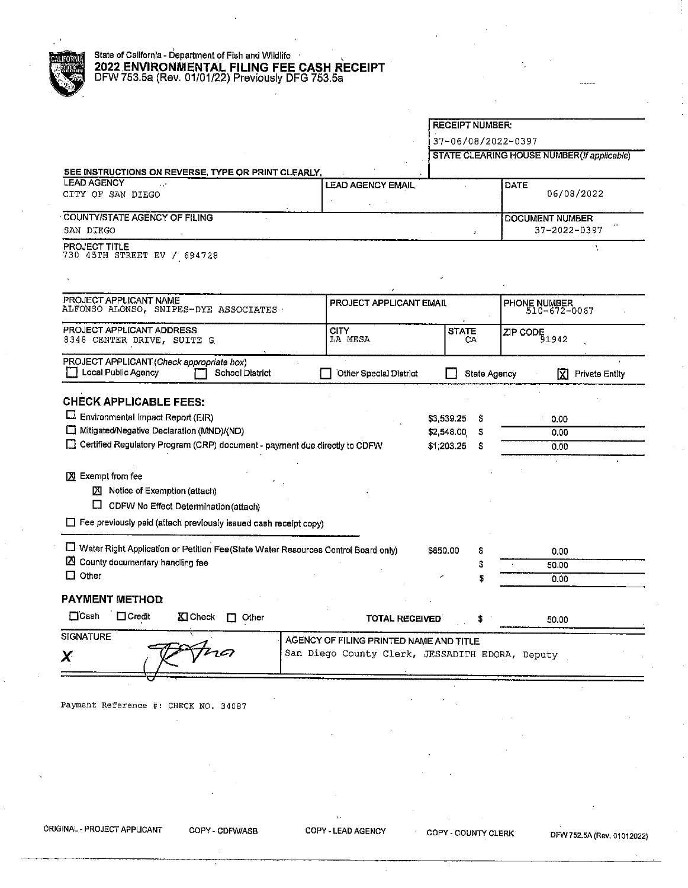State of California - Department of Fish and Wildlife

**2022 ENVIRONMENTAL FILING FEE CASH RECEIPT**

DFW 753.5a (Rev. 01/01/22) Previously DFG 753.5a

RECEIPT NUMBER:
37-06/08/2022-0397

STATE CLEARING HOUSE NUMBER *(If applicable)*

SEE INSTRUCTIONS ON REVERSE, TYPE OR PRINT CLEARLY.

| LEAD AGENCY | LEAD AGENCY EMAIL | DATE |
|---|---|---|
| CITY OF SAN DIEGO | | 06/08/2022 |

| COUNTY/STATE AGENCY OF FILING | DOCUMENT NUMBER |
|---|---|
| SAN DIEGO | 37-2022-0397 |

PROJECT TITLE
730 45TH STREET EV / 694728

| PROJECT APPLICANT NAME | PROJECT APPLICANT EMAIL | PHONE NUMBER |
|---|---|---|
| ALFONSO ALONSO, SNIPES-DYE ASSOCIATES | | 510-672-0067 |

| PROJECT APPLICANT ADDRESS | CITY | STATE | ZIP CODE |
|---|---|---|---|
| 8348 CENTER DRIVE, SUITE G | LA MESA | CA | 91942 |

PROJECT APPLICANT *(Check appropriate box)*

☐ Local Public Agency ☐ School District ☐ Other Special District ☐ State Agency ☒ Private Entity

**CHECK APPLICABLE FEES:**

| | | | |
|---|---|---|---|
| ☐ Environmental Impact Report (EIR) | $3,539.25 | $ | 0.00 |
| ☐ Mitigated/Negative Declaration (MND)/(ND) | $2,548.00 | $ | 0.00 |
| ☐ Certified Regulatory Program (CRP) document - payment due directly to CDFW | $1,203.25 | $ | 0.00 |

☒ Exempt from fee

☒ Notice of Exemption (attach)

☐ CDFW No Effect Determination (attach)

☐ Fee previously paid (attach previously issued cash receipt copy)

| | | | |
|---|---|---|---|
| ☐ Water Right Application or Petition Fee (State Water Resources Control Board only) | $850.00 | $ | 0.00 |
| ☒ County documentary handling fee | | $ | 50.00 |
| ☐ Other | | $ | 0.00 |

**PAYMENT METHOD:**

☐ Cash ☐ Credit ☒ Check ☐ Other

TOTAL RECEIVED $ 50.00

| SIGNATURE | AGENCY OF FILING PRINTED NAME AND TITLE |
|---|---|
| X | San Diego County Clerk, JESSADITH EDORA, Deputy |

Payment Reference #: CHECK NO. 34087

ORIGINAL - PROJECT APPLICANT COPY - CDFW/ASB COPY - LEAD AGENCY COPY - COUNTY CLERK DFW 753.5A (Rev. 01012022)